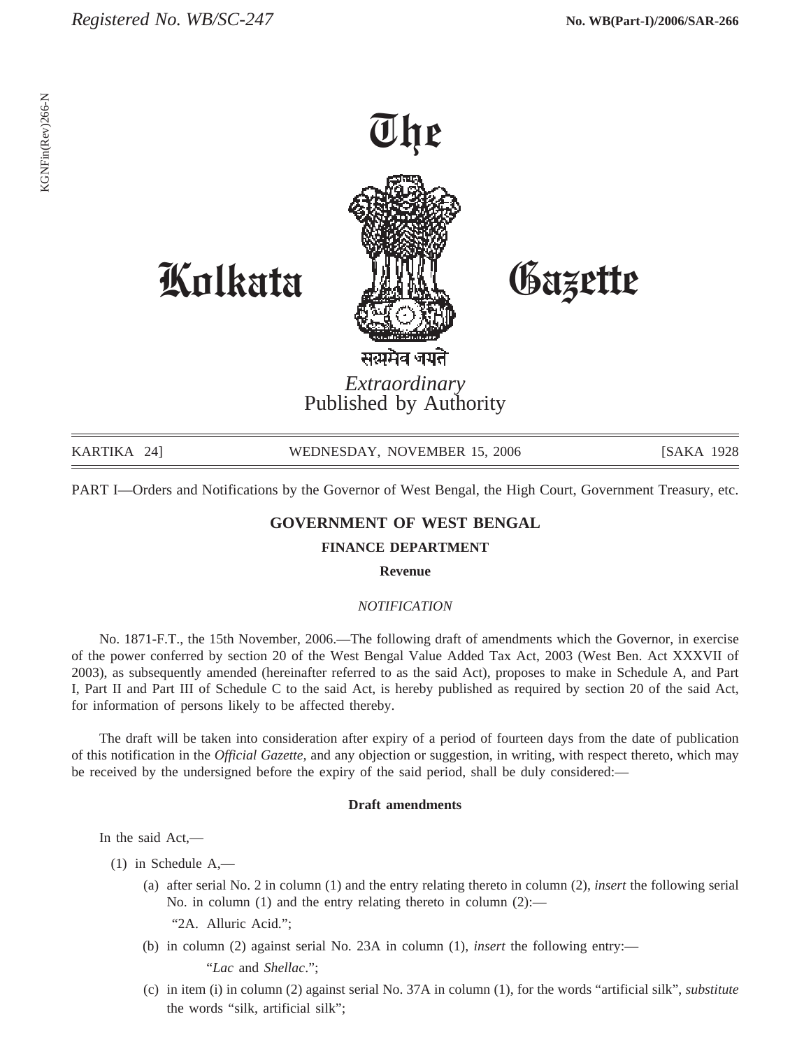Registered No. WB/SC-247

No. WB(Part-I)/2006/SAR-266

KGNFin(Rev)266-N

# The Kolkata Gazette

सत्यमेव जयते

*Extraordinary*
Published by Authority

KARTIKA 24] WEDNESDAY, NOVEMBER 15, 2006 [SAKA 1928

PART I—Orders and Notifications by the Governor of West Bengal, the High Court, Government Treasury, etc.

## GOVERNMENT OF WEST BENGAL

### FINANCE DEPARTMENT

**Revenue**

*NOTIFICATION*

No. 1871-F.T., the 15th November, 2006.—The following draft of amendments which the Governor, in exercise of the power conferred by section 20 of the West Bengal Value Added Tax Act, 2003 (West Ben. Act XXXVII of 2003), as subsequently amended (hereinafter referred to as the said Act), proposes to make in Schedule A, and Part I, Part II and Part III of Schedule C to the said Act, is hereby published as required by section 20 of the said Act, for information of persons likely to be affected thereby.

The draft will be taken into consideration after expiry of a period of fourteen days from the date of publication of this notification in the *Official Gazette,* and any objection or suggestion, in writing, with respect thereto, which may be received by the undersigned before the expiry of the said period, shall be duly considered:—

**Draft amendments**

In the said Act,—

(1) in Schedule A,—

(a) after serial No. 2 in column (1) and the entry relating thereto in column (2), *insert* the following serial No. in column (1) and the entry relating thereto in column (2):—

"2A. Alluric Acid.";

(b) in column (2) against serial No. 23A in column (1), *insert* the following entry:—

"*Lac* and *Shellac*.";

(c) in item (i) in column (2) against serial No. 37A in column (1), for the words "artificial silk", *substitute* the words "silk, artificial silk";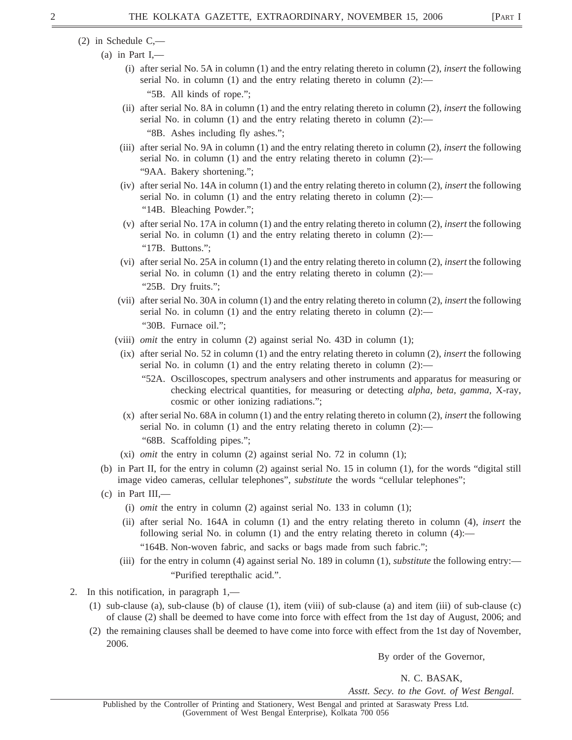(2) in Schedule C,—

(a) in Part I,—

(i) after serial No. 5A in column (1) and the entry relating thereto in column (2), *insert* the following serial No. in column (1) and the entry relating thereto in column (2):—

"5B. All kinds of rope.";

(ii) after serial No. 8A in column (1) and the entry relating thereto in column (2), *insert* the following serial No. in column (1) and the entry relating thereto in column (2):—

"8B. Ashes including fly ashes.";

(iii) after serial No. 9A in column (1) and the entry relating thereto in column (2), *insert* the following serial No. in column (1) and the entry relating thereto in column (2):—

"9AA. Bakery shortening.";

(iv) after serial No. 14A in column (1) and the entry relating thereto in column (2), *insert* the following serial No. in column (1) and the entry relating thereto in column (2):—

"14B. Bleaching Powder.";

(v) after serial No. 17A in column (1) and the entry relating thereto in column (2), *insert* the following serial No. in column (1) and the entry relating thereto in column (2):—

"17B. Buttons.";

(vi) after serial No. 25A in column (1) and the entry relating thereto in column (2), *insert* the following serial No. in column (1) and the entry relating thereto in column (2):—

"25B. Dry fruits.";

(vii) after serial No. 30A in column (1) and the entry relating thereto in column (2), *insert* the following serial No. in column (1) and the entry relating thereto in column (2):—

"30B. Furnace oil.";

(viii) *omit* the entry in column (2) against serial No. 43D in column (1);

(ix) after serial No. 52 in column (1) and the entry relating thereto in column (2), *insert* the following serial No. in column (1) and the entry relating thereto in column (2):—

"52A. Oscilloscopes, spectrum analysers and other instruments and apparatus for measuring or checking electrical quantities, for measuring or detecting *alpha*, *beta*, *gamma*, X-ray, cosmic or other ionizing radiations.";

(x) after serial No. 68A in column (1) and the entry relating thereto in column (2), *insert* the following serial No. in column (1) and the entry relating thereto in column (2):—

"68B. Scaffolding pipes.";

(xi) *omit* the entry in column (2) against serial No. 72 in column (1);

(b) in Part II, for the entry in column (2) against serial No. 15 in column (1), for the words "digital still image video cameras, cellular telephones", *substitute* the words "cellular telephones";

(c) in Part III,—

(i) *omit* the entry in column (2) against serial No. 133 in column (1);

(ii) after serial No. 164A in column (1) and the entry relating thereto in column (4), *insert* the following serial No. in column (1) and the entry relating thereto in column (4):—

"164B. Non-woven fabric, and sacks or bags made from such fabric.";

(iii) for the entry in column (4) against serial No. 189 in column (1), *substitute* the following entry:—

"Purified terepthalic acid.".

2. In this notification, in paragraph 1,—

(1) sub-clause (a), sub-clause (b) of clause (1), item (viii) of sub-clause (a) and item (iii) of sub-clause (c) of clause (2) shall be deemed to have come into force with effect from the 1st day of August, 2006; and

(2) the remaining clauses shall be deemed to have come into force with effect from the 1st day of November, 2006.

By order of the Governor,

N. C. BASAK,

*Asstt. Secy. to the Govt. of West Bengal.*

Published by the Controller of Printing and Stationery, West Bengal and printed at Saraswaty Press Ltd. (Government of West Bengal Enterprise), Kolkata 700 056